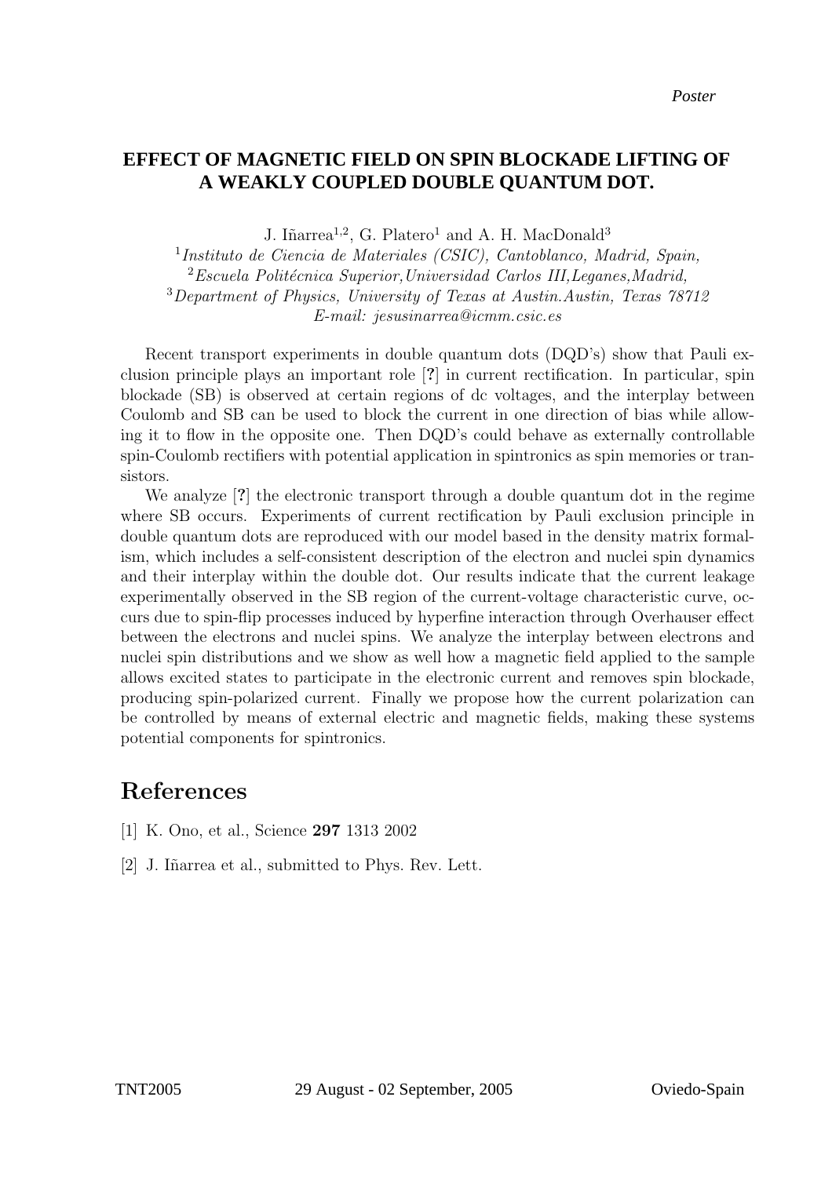*Poster*

# EFFECT OF MAGNETIC FIELD ON SPIN BLOCKADE LIFTING OF A WEAKLY COUPLED DOUBLE QUANTUM DOT.

J. Iñarrea[1,2], G. Platero[1] and A. H. MacDonald[3]

[1] *Instituto de Ciencia de Materiales (CSIC), Cantoblanco, Madrid, Spain,*
[2] *Escuela Politécnica Superior,Universidad Carlos III,Leganes,Madrid,*
[3] *Department of Physics, University of Texas at Austin.Austin, Texas 78712*
*E-mail: jesusinarrea@icmm.csic.es*

Recent transport experiments in double quantum dots (DQD's) show that Pauli exclusion principle plays an important role [**?**] in current rectification. In particular, spin blockade (SB) is observed at certain regions of dc voltages, and the interplay between Coulomb and SB can be used to block the current in one direction of bias while allowing it to flow in the opposite one. Then DQD's could behave as externally controllable spin-Coulomb rectifiers with potential application in spintronics as spin memories or transistors.

We analyze [**?**] the electronic transport through a double quantum dot in the regime where SB occurs. Experiments of current rectification by Pauli exclusion principle in double quantum dots are reproduced with our model based in the density matrix formalism, which includes a self-consistent description of the electron and nuclei spin dynamics and their interplay within the double dot. Our results indicate that the current leakage experimentally observed in the SB region of the current-voltage characteristic curve, occurs due to spin-flip processes induced by hyperfine interaction through Overhauser effect between the electrons and nuclei spins. We analyze the interplay between electrons and nuclei spin distributions and we show as well how a magnetic field applied to the sample allows excited states to participate in the electronic current and removes spin blockade, producing spin-polarized current. Finally we propose how the current polarization can be controlled by means of external electric and magnetic fields, making these systems potential components for spintronics.

## References

[1] K. Ono, et al., Science **297** 1313 2002

[2] J. Iñarrea et al., submitted to Phys. Rev. Lett.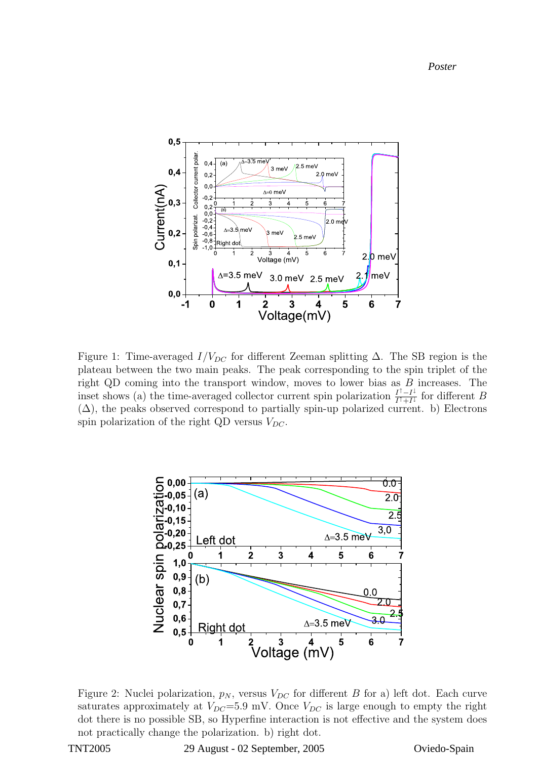Current(nA)

0,5
0,4
0,3
0,2
0,1
0,0

-1 0 1 2 3 4 5 6 7

Voltage(mV)

Δ=3.5 meV 3.0 meV 2.5 meV 2.1 meV 2.0 meV

(a) Collector current polar.

Δ=3.5 meV 3 meV 2.5 meV 2.0 meV Δ=0 meV

(b) Spin polarizat. Right dot

Δ=3.5 meV 3 meV 2.5 meV 2.0 meV

Voltage (mV)

Figure 1: Time-averaged $I/V_{DC}$ for different Zeeman splitting $\Delta$. The SB region is the plateau between the two main peaks. The peak corresponding to the spin triplet of the right QD coming into the transport window, moves to lower bias as $B$ increases. The inset shows (a) the time-averaged collector current spin polarization $\frac{I^{\uparrow}-I^{\downarrow}}{I^{\uparrow}+I^{\downarrow}}$ for different $B$ ($\Delta$), the peaks observed correspond to partially spin-up polarized current. b) Electrons spin polarization of the right QD versus $V_{DC}$.

Nuclear spin polarization

(a) Left dot

0.0 2.0 2.5 3,0 Δ=3.5 meV

(b) Right dot

0.0 2.0 2.5 3.0 Δ=3.5 meV

Voltage (mV)

Figure 2: Nuclei polarization, $p_N$, versus $V_{DC}$ for different $B$ for a) left dot. Each curve saturates approximately at $V_{DC}$=5.9 mV. Once $V_{DC}$ is large enough to empty the right dot there is no possible SB, so Hyperfine interaction is not effective and the system does not practically change the polarization. b) right dot.